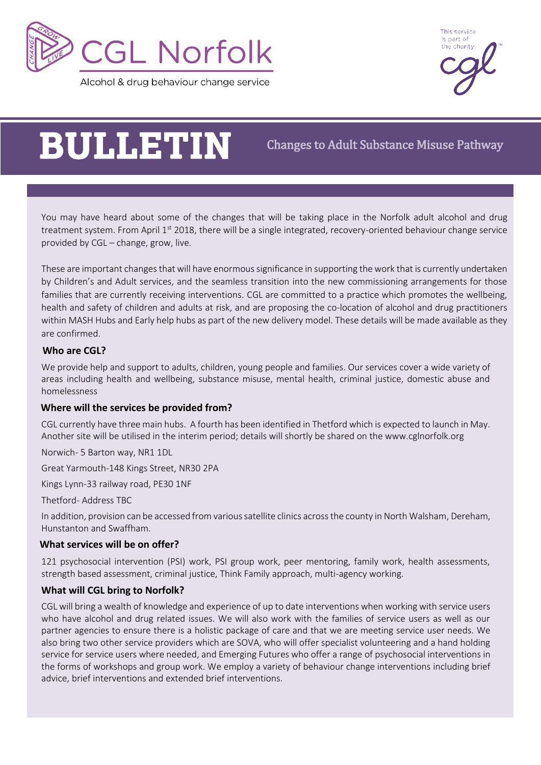# CGL Norfolk

Alcohol & drug behaviour change service

This service is part of the charity: cgl

# BULLETIN

## Changes to Adult Substance Misuse Pathway

You may have heard about some of the changes that will be taking place in the Norfolk adult alcohol and drug treatment system. From April 1st 2018, there will be a single integrated, recovery-oriented behaviour change service provided by CGL – change, grow, live.

These are important changes that will have enormous significance in supporting the work that is currently undertaken by Children's and Adult services, and the seamless transition into the new commissioning arrangements for those families that are currently receiving interventions. CGL are committed to a practice which promotes the wellbeing, health and safety of children and adults at risk, and are proposing the co-location of alcohol and drug practitioners within MASH Hubs and Early help hubs as part of the new delivery model. These details will be made available as they are confirmed.

### Who are CGL?

We provide help and support to adults, children, young people and families. Our services cover a wide variety of areas including health and wellbeing, substance misuse, mental health, criminal justice, domestic abuse and homelessness

### Where will the services be provided from?

CGL currently have three main hubs. A fourth has been identified in Thetford which is expected to launch in May. Another site will be utilised in the interim period; details will shortly be shared on the www.cglnorfolk.org

Norwich- 5 Barton way, NR1 1DL

Great Yarmouth-148 Kings Street, NR30 2PA

Kings Lynn-33 railway road, PE30 1NF

Thetford- Address TBC

In addition, provision can be accessed from various satellite clinics across the county in North Walsham, Dereham, Hunstanton and Swaffham.

### What services will be on offer?

121 psychosocial intervention (PSI) work, PSI group work, peer mentoring, family work, health assessments, strength based assessment, criminal justice, Think Family approach, multi-agency working.

### What will CGL bring to Norfolk?

CGL will bring a wealth of knowledge and experience of up to date interventions when working with service users who have alcohol and drug related issues. We will also work with the families of service users as well as our partner agencies to ensure there is a holistic package of care and that we are meeting service user needs. We also bring two other service providers which are SOVA, who will offer specialist volunteering and a hand holding service for service users where needed, and Emerging Futures who offer a range of psychosocial interventions in the forms of workshops and group work. We employ a variety of behaviour change interventions including brief advice, brief interventions and extended brief interventions.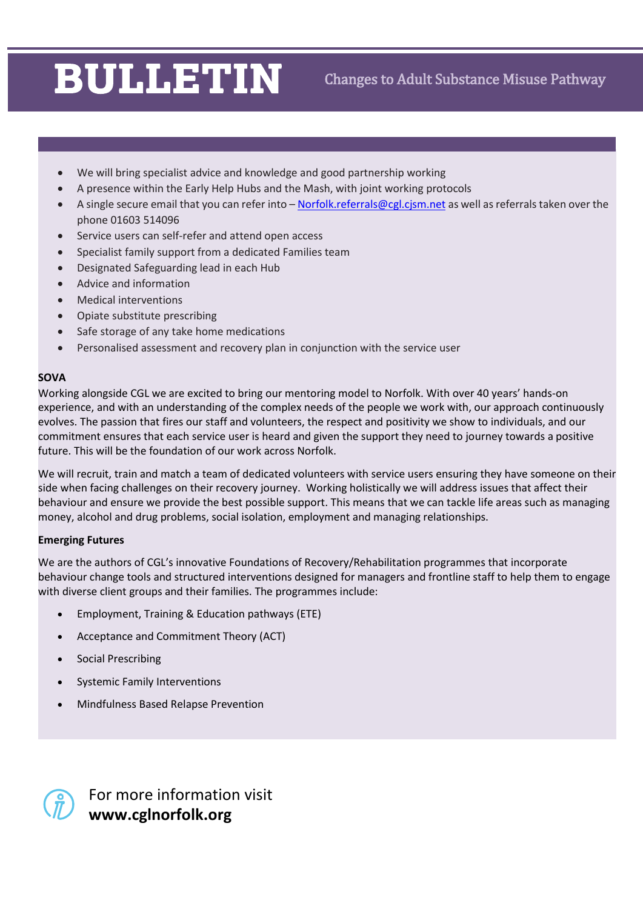# BULLETIN

Changes to Adult Substance Misuse Pathway

- We will bring specialist advice and knowledge and good partnership working
- A presence within the Early Help Hubs and the Mash, with joint working protocols
- A single secure email that you can refer into – Norfolk.referrals@cgl.cjsm.net as well as referrals taken over the phone 01603 514096
- Service users can self-refer and attend open access
- Specialist family support from a dedicated Families team
- Designated Safeguarding lead in each Hub
- Advice and information
- Medical interventions
- Opiate substitute prescribing
- Safe storage of any take home medications
- Personalised assessment and recovery plan in conjunction with the service user

**SOVA**

Working alongside CGL we are excited to bring our mentoring model to Norfolk. With over 40 years' hands-on experience, and with an understanding of the complex needs of the people we work with, our approach continuously evolves. The passion that fires our staff and volunteers, the respect and positivity we show to individuals, and our commitment ensures that each service user is heard and given the support they need to journey towards a positive future. This will be the foundation of our work across Norfolk.

We will recruit, train and match a team of dedicated volunteers with service users ensuring they have someone on their side when facing challenges on their recovery journey. Working holistically we will address issues that affect their behaviour and ensure we provide the best possible support. This means that we can tackle life areas such as managing money, alcohol and drug problems, social isolation, employment and managing relationships.

**Emerging Futures**

We are the authors of CGL's innovative Foundations of Recovery/Rehabilitation programmes that incorporate behaviour change tools and structured interventions designed for managers and frontline staff to help them to engage with diverse client groups and their families. The programmes include:

- Employment, Training & Education pathways (ETE)
- Acceptance and Commitment Theory (ACT)
- Social Prescribing
- Systemic Family Interventions
- Mindfulness Based Relapse Prevention

For more information visit
**www.cglnorfolk.org**